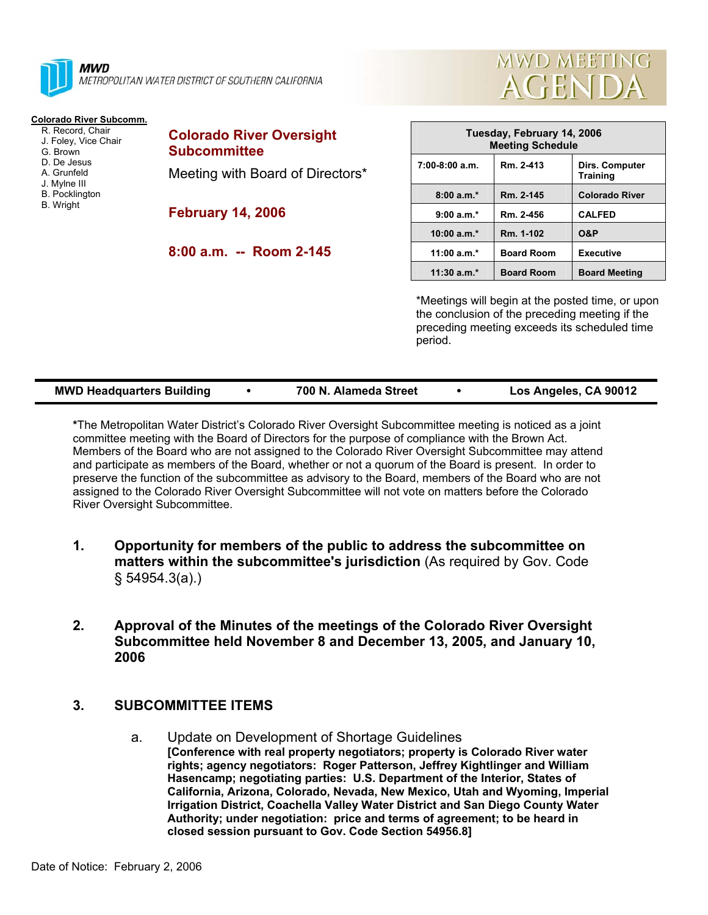**MWD**
METROPOLITAN WATER DISTRICT OF SOUTHERN CALIFORNIA

# MWD MEETING AGENDA

**Colorado River Subcomm.**
- R. Record, Chair
- J. Foley, Vice Chair
- G. Brown
- D. De Jesus
- A. Grunfeld
- J. Mylne III
- B. Pocklington
- B. Wright

## Colorado River Oversight Subcommittee

Meeting with Board of Directors*

**February 14, 2006**

**8:00 a.m. -- Room 2-145**

| Tuesday, February 14, 2006 Meeting Schedule | | |
|---|---|---|
| 7:00-8:00 a.m. | Rm. 2-413 | Dirs. Computer Training |
| 8:00 a.m.* | Rm. 2-145 | Colorado River |
| 9:00 a.m.* | Rm. 2-456 | CALFED |
| 10:00 a.m.* | Rm. 1-102 | O&P |
| 11:00 a.m.* | Board Room | Executive |
| 11:30 a.m.* | Board Room | Board Meeting |

*Meetings will begin at the posted time, or upon the conclusion of the preceding meeting if the preceding meeting exceeds its scheduled time period.

**MWD Headquarters Building • 700 N. Alameda Street • Los Angeles, CA 90012**

***The Metropolitan Water District's Colorado River Oversight Subcommittee meeting is noticed as a joint committee meeting with the Board of Directors for the purpose of compliance with the Brown Act. Members of the Board who are not assigned to the Colorado River Oversight Subcommittee may attend and participate as members of the Board, whether or not a quorum of the Board is present. In order to preserve the function of the subcommittee as advisory to the Board, members of the Board who are not assigned to the Colorado River Oversight Subcommittee will not vote on matters before the Colorado River Oversight Subcommittee.

1. **Opportunity for members of the public to address the subcommittee on matters within the subcommittee's jurisdiction** (As required by Gov. Code § 54954.3(a).)

2. **Approval of the Minutes of the meetings of the Colorado River Oversight Subcommittee held November 8 and December 13, 2005, and January 10, 2006**

3. **SUBCOMMITTEE ITEMS**

   a. Update on Development of Shortage Guidelines
   **[Conference with real property negotiators; property is Colorado River water rights; agency negotiators: Roger Patterson, Jeffrey Kightlinger and William Hasencamp; negotiating parties: U.S. Department of the Interior, States of California, Arizona, Colorado, Nevada, New Mexico, Utah and Wyoming, Imperial Irrigation District, Coachella Valley Water District and San Diego County Water Authority; under negotiation: price and terms of agreement; to be heard in closed session pursuant to Gov. Code Section 54956.8]**

Date of Notice: February 2, 2006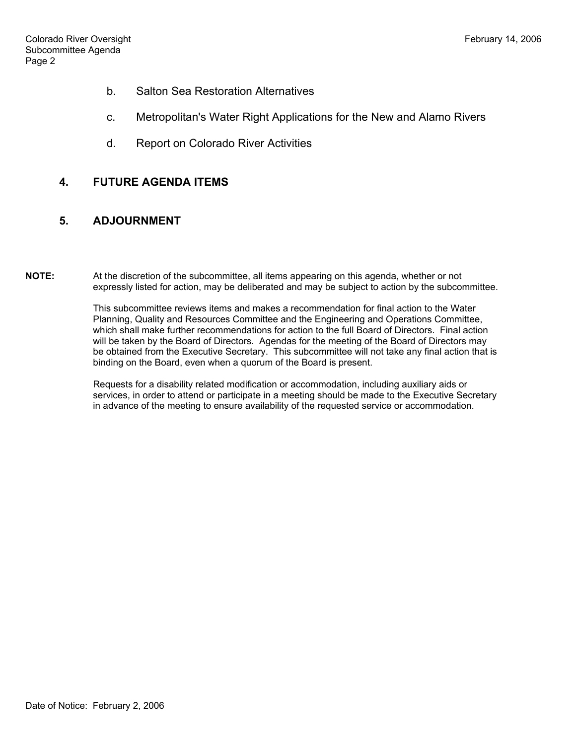b. Salton Sea Restoration Alternatives

c. Metropolitan's Water Right Applications for the New and Alamo Rivers

d. Report on Colorado River Activities

**4. FUTURE AGENDA ITEMS**

**5. ADJOURNMENT**

**NOTE:** At the discretion of the subcommittee, all items appearing on this agenda, whether or not expressly listed for action, may be deliberated and may be subject to action by the subcommittee.

This subcommittee reviews items and makes a recommendation for final action to the Water Planning, Quality and Resources Committee and the Engineering and Operations Committee, which shall make further recommendations for action to the full Board of Directors. Final action will be taken by the Board of Directors. Agendas for the meeting of the Board of Directors may be obtained from the Executive Secretary. This subcommittee will not take any final action that is binding on the Board, even when a quorum of the Board is present.

Requests for a disability related modification or accommodation, including auxiliary aids or services, in order to attend or participate in a meeting should be made to the Executive Secretary in advance of the meeting to ensure availability of the requested service or accommodation.

Date of Notice: February 2, 2006